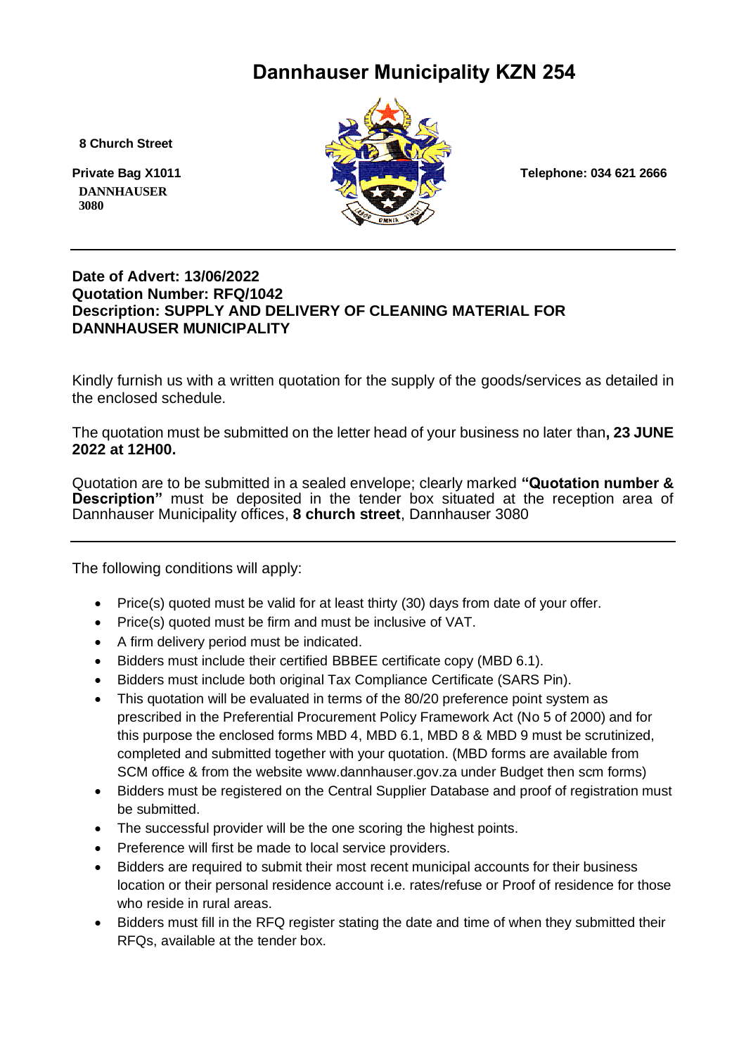# Dannhauser Municipality KZN 254

8 Church Street

Private Bag X1011
DANNHAUSER
3080

Telephone: 034 621 2666

---

**Date of Advert: 13/06/2022**
**Quotation Number: RFQ/1042**
**Description: SUPPLY AND DELIVERY OF CLEANING MATERIAL FOR DANNHAUSER MUNICIPALITY**

Kindly furnish us with a written quotation for the supply of the goods/services as detailed in the enclosed schedule.

The quotation must be submitted on the letter head of your business no later than**, 23 JUNE 2022 at 12H00.**

Quotation are to be submitted in a sealed envelope; clearly marked **"Quotation number & Description"** must be deposited in the tender box situated at the reception area of Dannhauser Municipality offices, **8 church street**, Dannhauser 3080

---

The following conditions will apply:

- Price(s) quoted must be valid for at least thirty (30) days from date of your offer.
- Price(s) quoted must be firm and must be inclusive of VAT.
- A firm delivery period must be indicated.
- Bidders must include their certified BBBEE certificate copy (MBD 6.1).
- Bidders must include both original Tax Compliance Certificate (SARS Pin).
- This quotation will be evaluated in terms of the 80/20 preference point system as prescribed in the Preferential Procurement Policy Framework Act (No 5 of 2000) and for this purpose the enclosed forms MBD 4, MBD 6.1, MBD 8 & MBD 9 must be scrutinized, completed and submitted together with your quotation. (MBD forms are available from SCM office & from the website www.dannhauser.gov.za under Budget then scm forms)
- Bidders must be registered on the Central Supplier Database and proof of registration must be submitted.
- The successful provider will be the one scoring the highest points.
- Preference will first be made to local service providers.
- Bidders are required to submit their most recent municipal accounts for their business location or their personal residence account i.e. rates/refuse or Proof of residence for those who reside in rural areas.
- Bidders must fill in the RFQ register stating the date and time of when they submitted their RFQs, available at the tender box.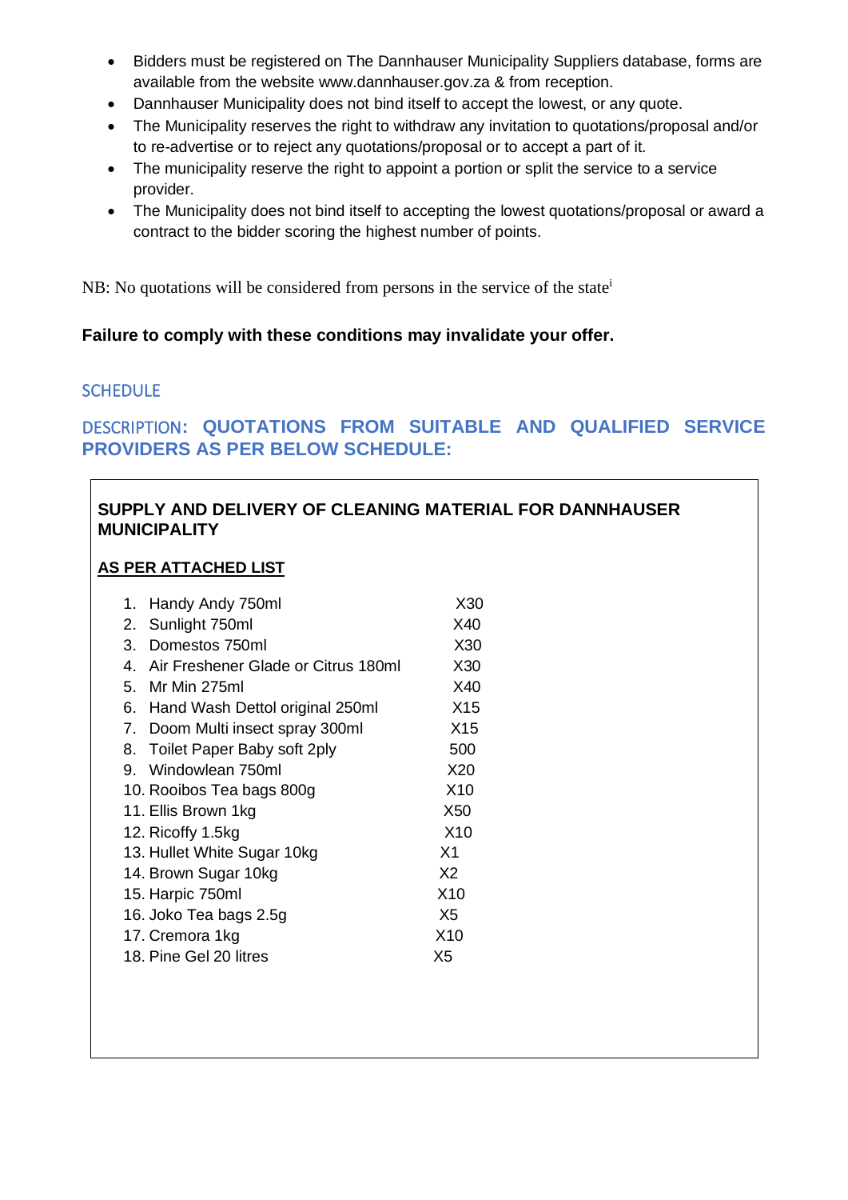- Bidders must be registered on The Dannhauser Municipality Suppliers database, forms are available from the website www.dannhauser.gov.za & from reception.
- Dannhauser Municipality does not bind itself to accept the lowest, or any quote.
- The Municipality reserves the right to withdraw any invitation to quotations/proposal and/or to re-advertise or to reject any quotations/proposal or to accept a part of it.
- The municipality reserve the right to appoint a portion or split the service to a service provider.
- The Municipality does not bind itself to accepting the lowest quotations/proposal or award a contract to the bidder scoring the highest number of points.

NB: No quotations will be considered from persons in the service of the state[i]

**Failure to comply with these conditions may invalidate your offer.**

## SCHEDULE

## DESCRIPTION: QUOTATIONS FROM SUITABLE AND QUALIFIED SERVICE PROVIDERS AS PER BELOW SCHEDULE:

**SUPPLY AND DELIVERY OF CLEANING MATERIAL FOR DANNHAUSER MUNICIPALITY**

**AS PER ATTACHED LIST**

| Item | Quantity |
|---|---|
| 1. Handy Andy 750ml | X30 |
| 2. Sunlight 750ml | X40 |
| 3. Domestos 750ml | X30 |
| 4. Air Freshener Glade or Citrus 180ml | X30 |
| 5. Mr Min 275ml | X40 |
| 6. Hand Wash Dettol original 250ml | X15 |
| 7. Doom Multi insect spray 300ml | X15 |
| 8. Toilet Paper Baby soft 2ply | 500 |
| 9. Windowlean 750ml | X20 |
| 10. Rooibos Tea bags 800g | X10 |
| 11. Ellis Brown 1kg | X50 |
| 12. Ricoffy 1.5kg | X10 |
| 13. Hullet White Sugar 10kg | X1 |
| 14. Brown Sugar 10kg | X2 |
| 15. Harpic 750ml | X10 |
| 16. Joko Tea bags 2.5g | X5 |
| 17. Cremora 1kg | X10 |
| 18. Pine Gel 20 litres | X5 |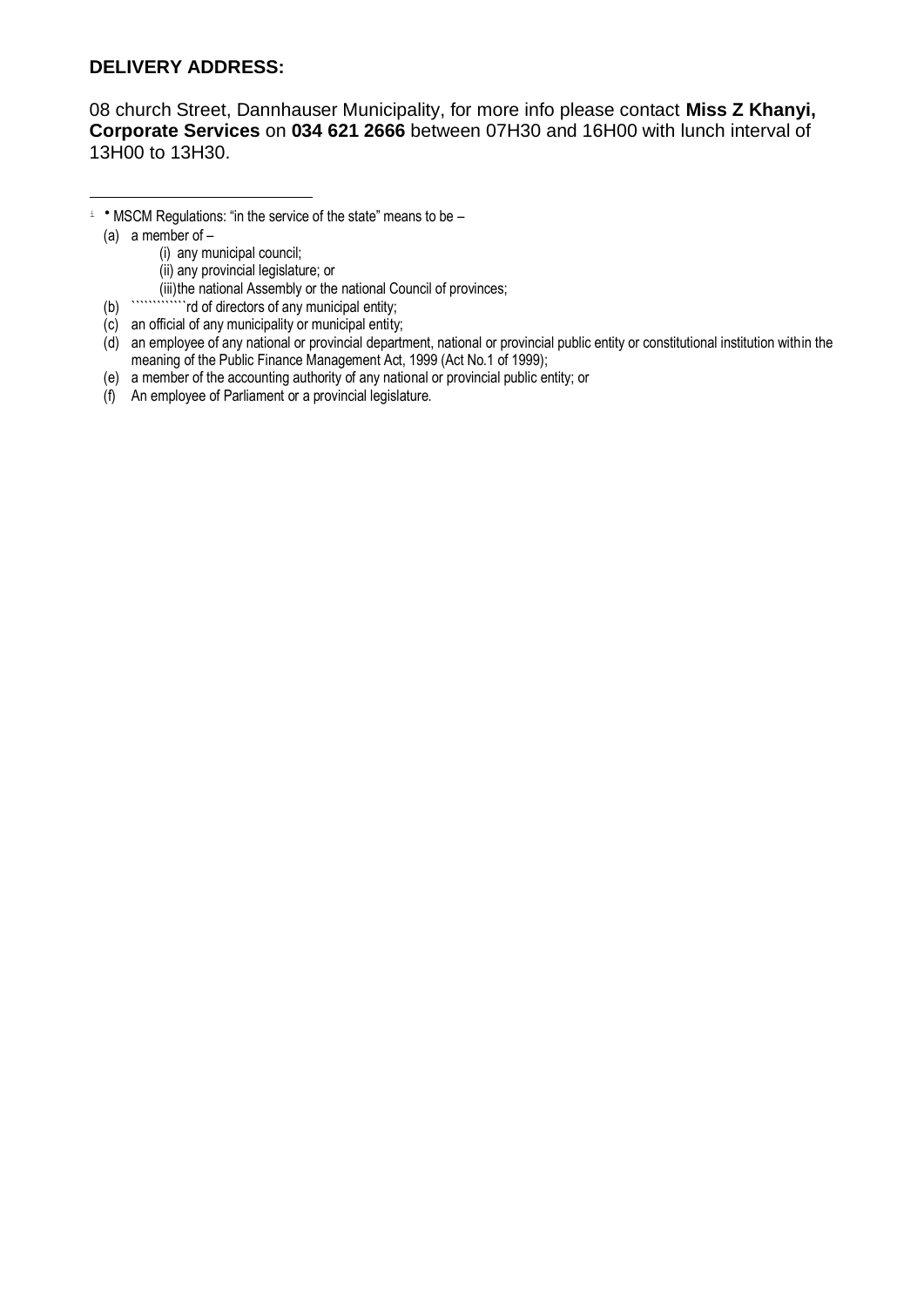**DELIVERY ADDRESS:**

08 church Street, Dannhauser Municipality, for more info please contact **Miss Z Khanyi, Corporate Services** on **034 621 2666** between 07H30 and 16H00 with lunch interval of 13H00 to 13H30.

---

[i] • MSCM Regulations: "in the service of the state" means to be –

(a) a member of –
   - (i) any municipal council;
   - (ii) any provincial legislature; or
   - (iii) the national Assembly or the national Council of provinces;

(b) ````````````rd of directors of any municipal entity;

(c) an official of any municipality or municipal entity;

(d) an employee of any national or provincial department, national or provincial public entity or constitutional institution within the meaning of the Public Finance Management Act, 1999 (Act No.1 of 1999);

(e) a member of the accounting authority of any national or provincial public entity; or

(f) An employee of Parliament or a provincial legislature.